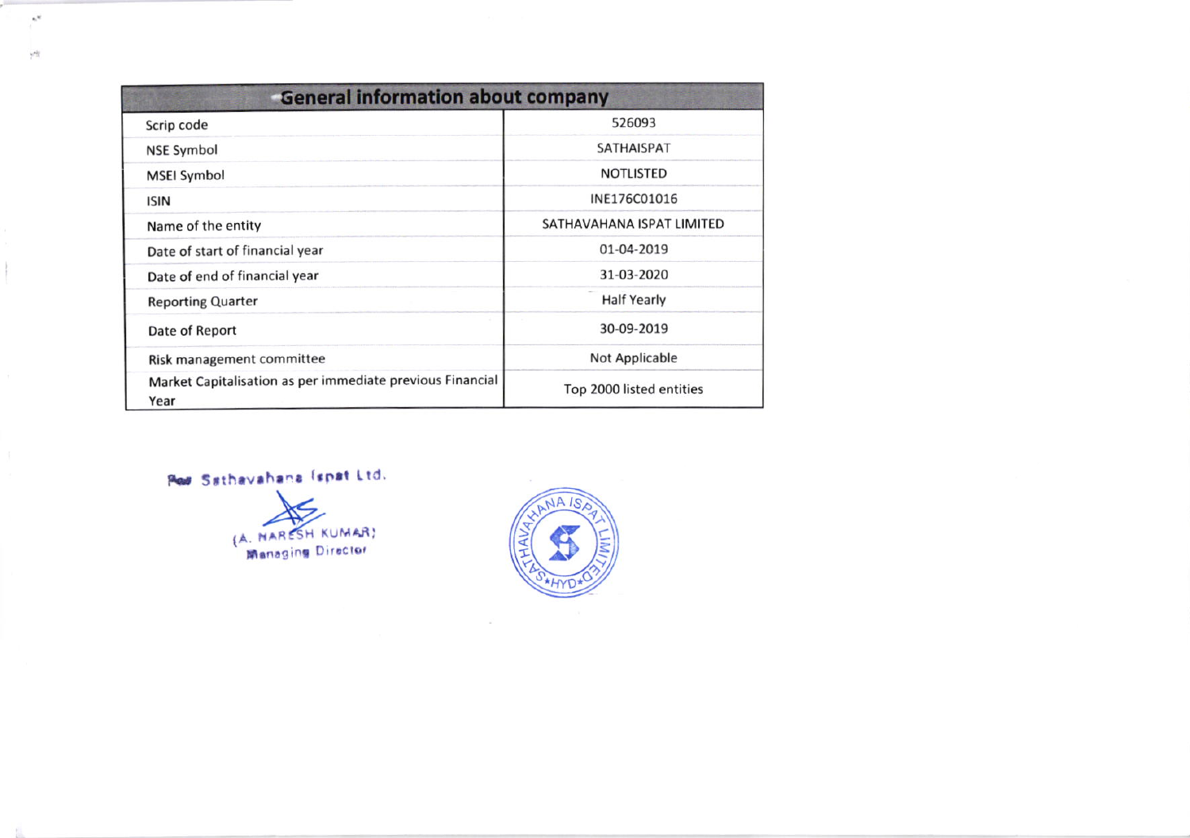| General information about company | |
|---|---|
| Scrip code | 526093 |
| NSE Symbol | SATHAISPAT |
| MSEI Symbol | NOTLISTED |
| ISIN | INE176C01016 |
| Name of the entity | SATHAVAHANA ISPAT LIMITED |
| Date of start of financial year | 01-04-2019 |
| Date of end of financial year | 31-03-2020 |
| Reporting Quarter | Half Yearly |
| Date of Report | 30-09-2019 |
| Risk management committee | Not Applicable |
| Market Capitalisation as per immediate previous Financial Year | Top 2000 listed entities |

For Sathavahana Ispat Ltd.

(A. NARESH KUMAR)
Managing Director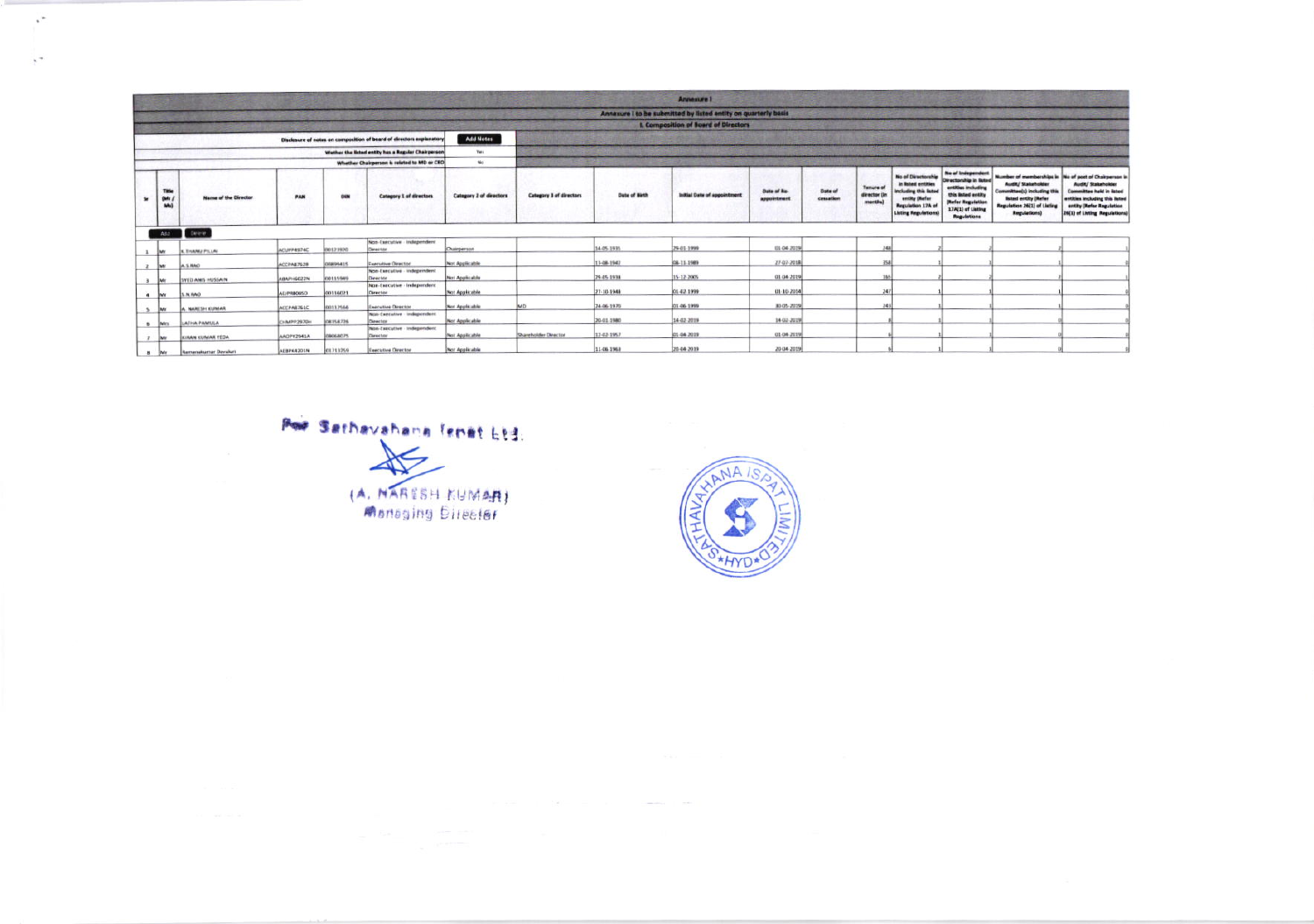## Annexure I

### Annexure I to be submitted by listed entity on quarterly basis

#### I. Composition of Board of Directors

| Disclosure of notes on composition of board of directors explanatory | Add Notes |
|---|---|
| Wether the listed entity has a Regular Chairperson | Yes |
| Whether Chairperson is related to MD or CEO | No |

| Sr | Title (Mr / Ms) | Name of the Director | PAN | DIN | Category 1 of directors | Category 2 of directors | Category 3 of directors | Date of Birth | Initial Date of appointment | Date of Re-appointment | Date of cessation | Tenure of director (in months) | No of Directorship in listed entities including this listed entity (Refer Regulation 17A of Listing Regulations) | No of Independent Directorship in listed entities including this listed entity (Refer Regulation 17A(1) of Listing Regulations | Number of memberships in Audit/ Stakeholder Committee(s) including this listed entity (Refer Regulation 26(1) of Listing Regulations) | No of post of Chairperson in Audit/ Stakeholder Committee held in listed entities including this listed entity (Refer Regulation 26(1) of Listing Regulations) |
|---|---|---|---|---|---|---|---|---|---|---|---|---|---|---|---|---|
| 1 | Mr | K SYAMU PILLAI | ACUPP4974C | 00121800 | Non-Executive - Independent Director | Chairperson | | 14-05-1935 | 29-01-1999 | 01-04-2019 | | 248 | 2 | 2 | 2 | 1 |
| 2 | Mr | A.S.RAO | ACCPA8762B | 08894415 | Executive Director | Not Applicable | | 13-08-1947 | 08-11-1989 | 27-07-2018 | | 358 | 1 | 1 | 1 | 0 |
| 3 | Mr | SYED ANIS HUSSAIN | ABAPH6022N | 00135949 | Non-Executive - Independent Director | Not Applicable | | 29-05-1938 | 15-12-2005 | 01-04-2019 | | 160 | 2 | 2 | 2 | 1 |
| 4 | Mr | S.N.RAO | AOPR8065D | 00116021 | Non-Executive - Independent Director | Not Applicable | | 21-10-1948 | 01-02-1999 | 01-10-2014 | | 247 | 1 | 1 | 1 | 0 |
| 5 | Mr | A. NARESH KUMAR | ACCPA8761C | 00112566 | Executive Director | Not Applicable | MD | 24-06-1970 | 01-06-1999 | 30-05-2019 | | 243 | 1 | 1 | 1 | 0 |
| 6 | Mrs | LATHA PAMULA | CHMPP2970H | 08154736 | Non-Executive - Independent Director | Not Applicable | | 20-01-1980 | 14-02-2019 | 14-02-2019 | | 8 | 1 | 1 | 0 | 0 |
| 7 | Mr | KIRAN KUMAR YEDA | AADPY2541A | 08664075 | Non-Executive - Independent Director | Not Applicable | Shareholder Director | 12-02-1957 | 01-04-2019 | 01-04-2019 | | 6 | 1 | 1 | 0 | 0 |
| 8 | Mr | Ramanakumar Devaken | AEBPK4201N | 01131259 | Executive Director | Not Applicable | | 11-06-1963 | 20-04-2019 | 20-04-2019 | | 6 | 1 | 1 | 0 | 0 |

For Sathavahana Ispat Ltd.

(A. NARESH KUMAR)
Managing Director

SATHAVAHANA ISPAT LIMITED *HYD*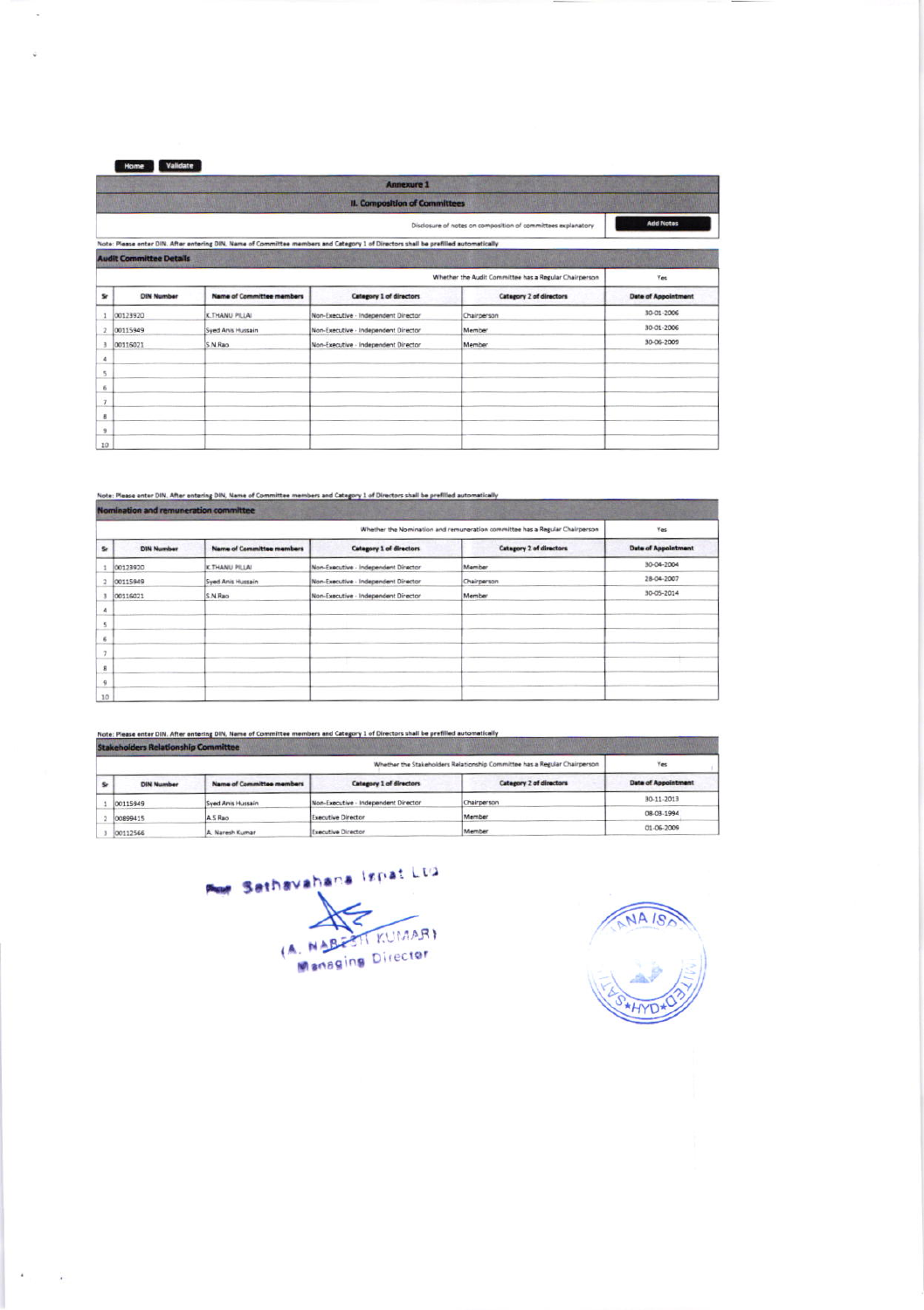Home Validate

## Annexure 1

### II. Composition of Committees

Disclosure of notes on composition of committees explanatory | Add Notes

Note: Please enter DIN. After entering DIN, Name of Committee members and Category 1 of Directors shall be prefilled automatically

**Audit Committee Details**

Whether the Audit Committee has a Regular Chairperson: Yes

| Sr | DIN Number | Name of Committee members | Category 1 of directors | Category 2 of directors | Date of Appointment |
|---|---|---|---|---|---|
| 1 | 00123920 | K.THANU PILLAI | Non-Executive - Independent Director | Chairperson | 30-01-2006 |
| 2 | 00115949 | Syed Anis Hussain | Non-Executive - Independent Director | Member | 30-01-2006 |
| 3 | 00116021 | S.N.Rao | Non-Executive - Independent Director | Member | 30-06-2009 |
| 4 | | | | | |
| 5 | | | | | |
| 6 | | | | | |
| 7 | | | | | |
| 8 | | | | | |
| 9 | | | | | |
| 10 | | | | | |

Note: Please enter DIN. After entering DIN, Name of Committee members and Category 1 of Directors shall be prefilled automatically

**Nomination and remuneration committee**

Whether the Nomination and remuneration committee has a Regular Chairperson: Yes

| Sr | DIN Number | Name of Committee members | Category 1 of directors | Category 2 of directors | Date of Appointment |
|---|---|---|---|---|---|
| 1 | 00123920 | K.THANU PILLAI | Non-Executive - Independent Director | Member | 30-04-2004 |
| 2 | 00115949 | Syed Anis Hussain | Non-Executive - Independent Director | Chairperson | 28-04-2007 |
| 3 | 00116021 | S.N.Rao | Non-Executive - Independent Director | Member | 30-05-2014 |
| 4 | | | | | |
| 5 | | | | | |
| 6 | | | | | |
| 7 | | | | | |
| 8 | | | | | |
| 9 | | | | | |
| 10 | | | | | |

Note: Please enter DIN. After entering DIN, Name of Committee members and Category 1 of Directors shall be prefilled automatically

**Stakeholders Relationship Committee**

Whether the Stakeholders Relationship Committee has a Regular Chairperson: Yes

| Sr | DIN Number | Name of Committee members | Category 1 of directors | Category 2 of directors | Date of Appointment |
|---|---|---|---|---|---|
| 1 | 00115949 | Syed Anis Hussain | Non-Executive - Independent Director | Chairperson | 30-11-2013 |
| 2 | 00899415 | A.S.Rao | Executive Director | Member | 08-03-1994 |
| 3 | 00112566 | A. Naresh Kumar | Executive Director | Member | 01-06-2009 |

For Sathavahana Ispat Ltd

(A. NARESH KUMAR)
Managing Director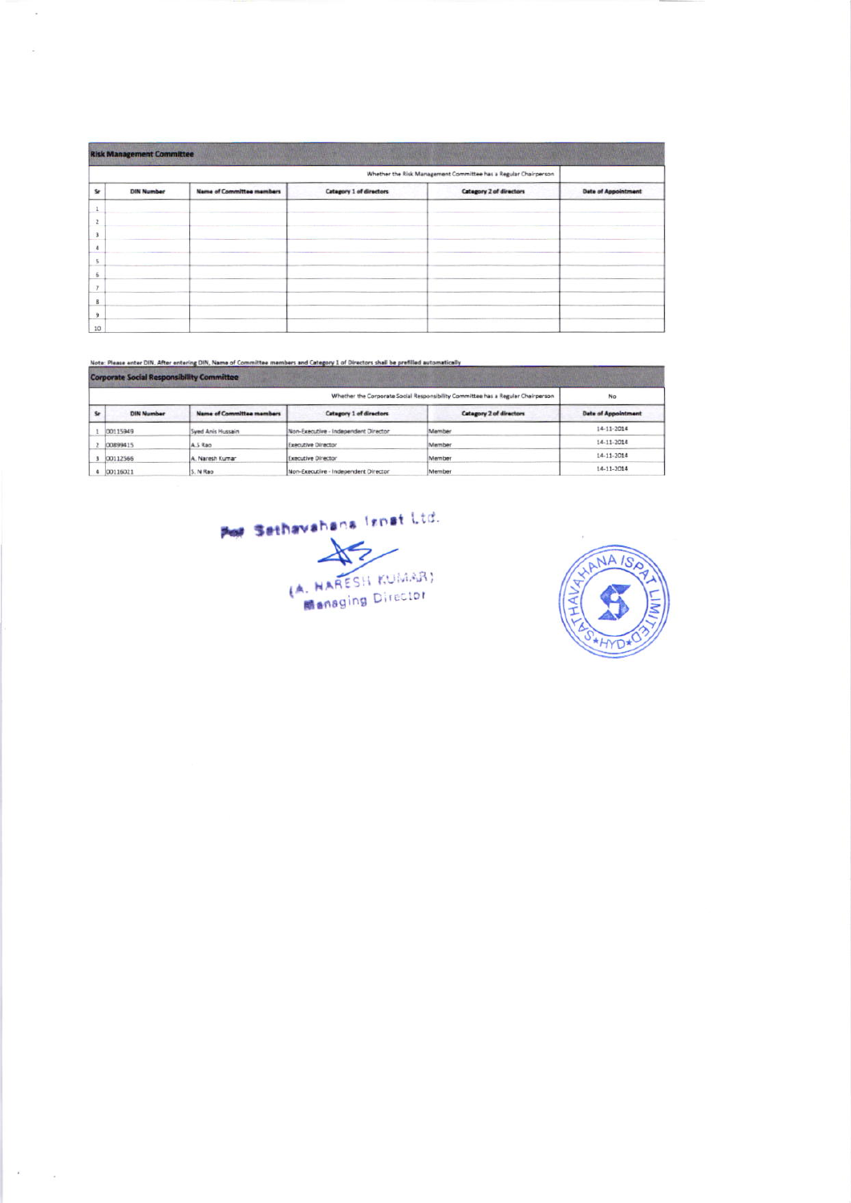## Risk Management Committee

| | | | | Whether the Risk Management Committee has a Regular Chairperson | |
|---|---|---|---|---|---|
| Sr | DIN Number | Name of Committee members | Category 1 of directors | Category 2 of directors | Date of Appointment |
| 1 | | | | | |
| 2 | | | | | |
| 3 | | | | | |
| 4 | | | | | |
| 5 | | | | | |
| 6 | | | | | |
| 7 | | | | | |
| 8 | | | | | |
| 9 | | | | | |
| 10 | | | | | |

Note: Please enter DIN. After entering DIN, Name of Committee members and Category 1 of Directors shall be prefilled automatically

## Corporate Social Responsibility Committee

| | | | | Whether the Corporate Social Responsibility Committee has a Regular Chairperson | No |
|---|---|---|---|---|---|
| Sr | DIN Number | Name of Committee members | Category 1 of directors | Category 2 of directors | Date of Appointment |
| 1 | 00115949 | Syed Anis Hussain | Non-Executive - Independent Director | Member | 14-11-2014 |
| 2 | 00899415 | A.S Rao | Executive Director | Member | 14-11-2014 |
| 3 | 00112566 | A. Naresh Kumar | Executive Director | Member | 14-11-2014 |
| 4 | 00116021 | S. N Rao | Non-Executive - Independent Director | Member | 14-11-2014 |

For Sathavahana Ispat Ltd.

(A. NARESH KUMAR)
Managing Director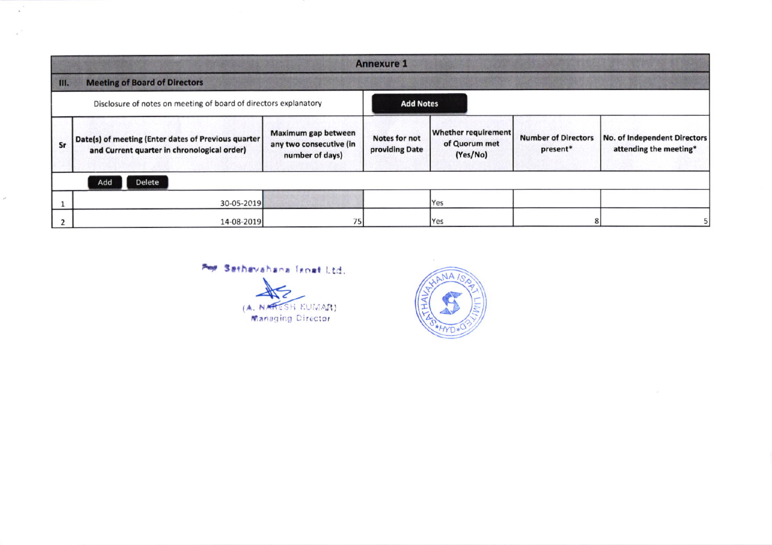## Annexure 1

### III. Meeting of Board of Directors

Disclosure of notes on meeting of board of directors explanatory

**Add Notes**

| Sr | Date(s) of meeting (Enter dates of Previous quarter and Current quarter in chronological order) | Maximum gap between any two consecutive (in number of days) | Notes for not providing Date | Whether requirement of Quorum met (Yes/No) | Number of Directors present* | No. of Independent Directors attending the meeting* |
|---|---|---|---|---|---|---|
| 1 | 30-05-2019 | | | Yes | | |
| 2 | 14-08-2019 | 75 | | Yes | 8 | 5 |

For Sathavahana Ispat Ltd.

(A. NARESH KUMAR)
Managing Director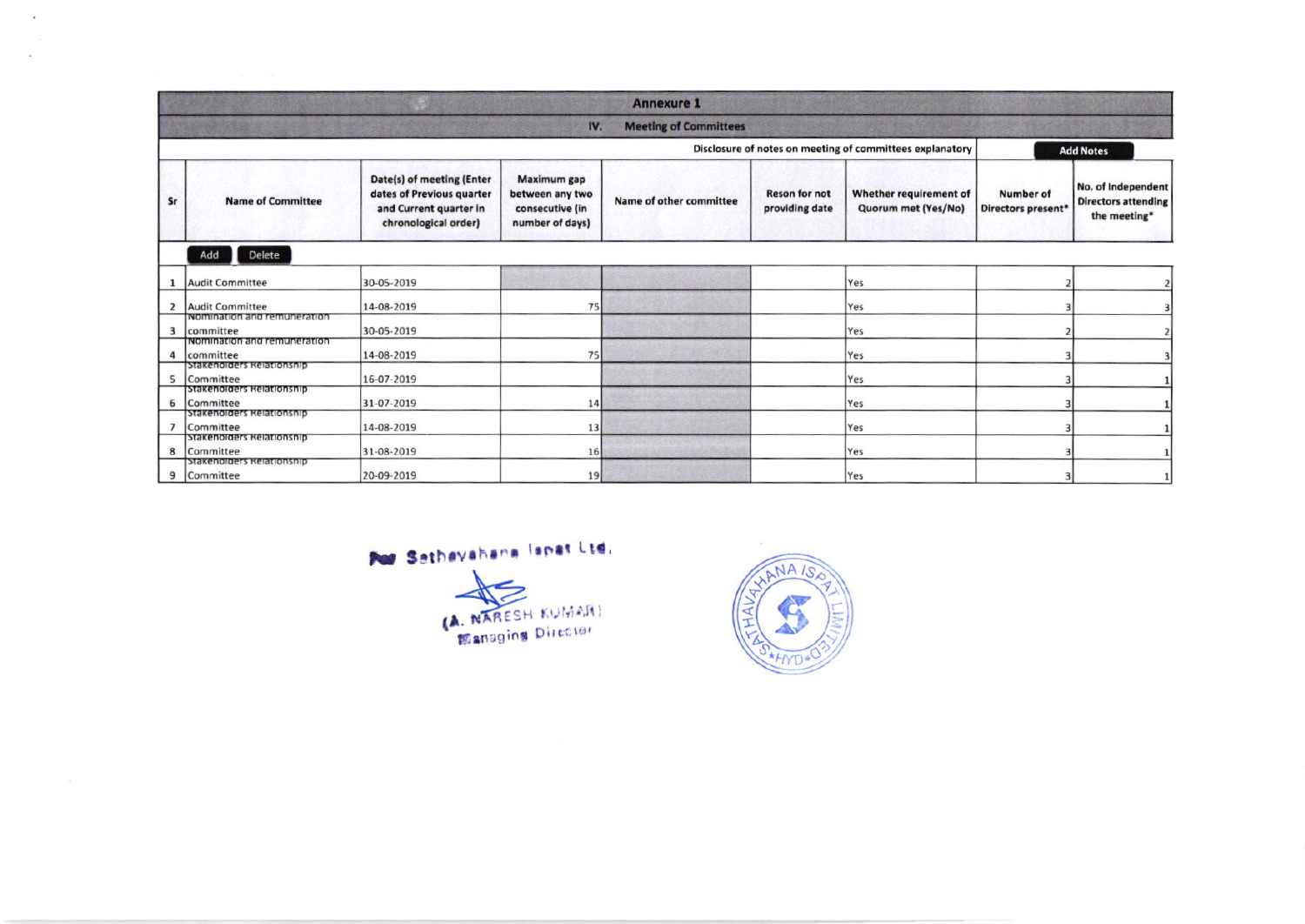# Annexure 1

## IV. Meeting of Committees

Disclosure of notes on meeting of committees explanatory | Add Notes

| Sr | Name of Committee | Date(s) of meeting (Enter dates of Previous quarter and Current quarter in chronological order) | Maximum gap between any two consecutive (in number of days) | Name of other committee | Reson for not providing date | Whether requirement of Quorum met (Yes/No) | Number of Directors present* | No. of Independent Directors attending the meeting* |
|---|---|---|---|---|---|---|---|---|
| 1 | Audit Committee | 30-05-2019 | | | | Yes | 2 | 2 |
| 2 | Audit Committee | 14-08-2019 | 75 | | | Yes | 3 | 3 |
| 3 | Nomination and remuneration committee | 30-05-2019 | | | | Yes | 2 | 2 |
| 4 | Nomination and remuneration committee | 14-08-2019 | 75 | | | Yes | 3 | 3 |
| 5 | Stakeholders Relationship Committee | 16-07-2019 | | | | Yes | 3 | 1 |
| 6 | Stakeholders Relationship Committee | 31-07-2019 | 14 | | | Yes | 3 | 1 |
| 7 | Stakeholders Relationship Committee | 14-08-2019 | 13 | | | Yes | 3 | 1 |
| 8 | Stakeholders Relationship Committee | 31-08-2019 | 16 | | | Yes | 3 | 1 |
| 9 | Stakeholders Relationship Committee | 20-09-2019 | 19 | | | Yes | 3 | 1 |

For Sathavahana Ispat Ltd.

(A. NARESH KUMAR)
Managing Director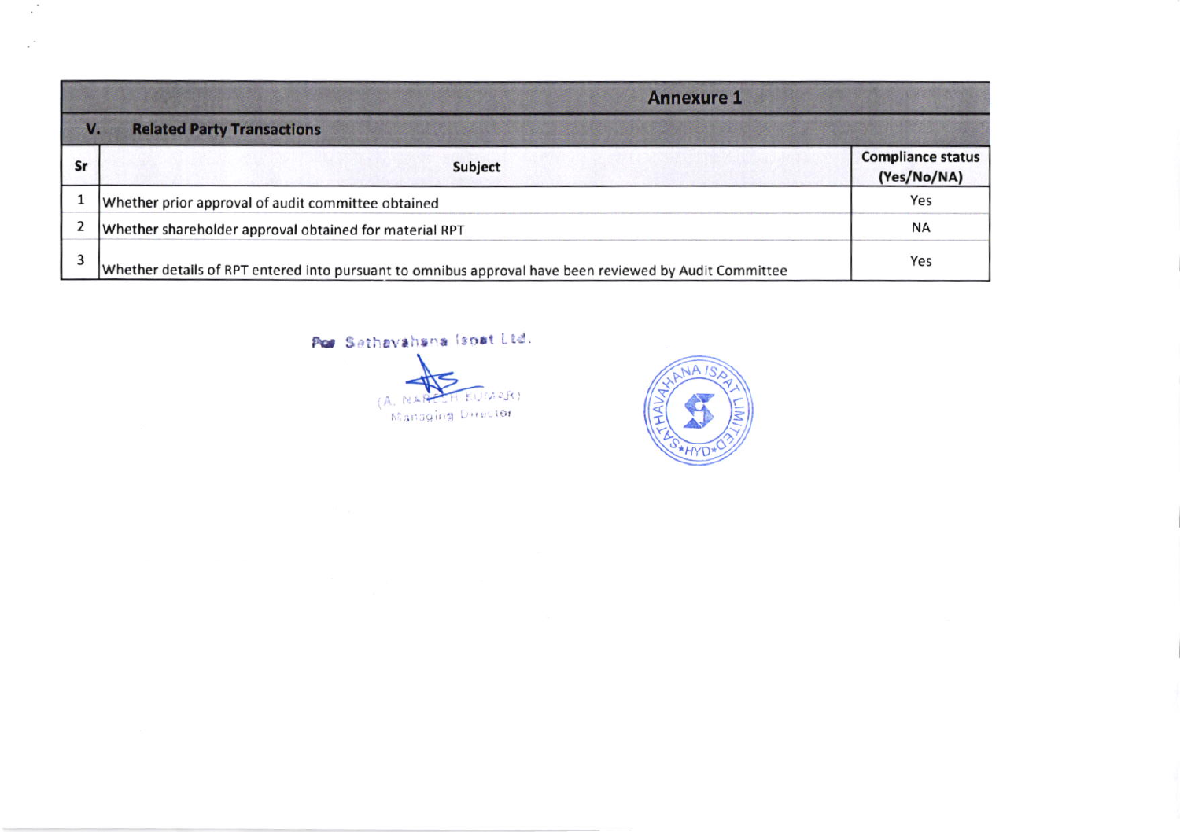## Annexure 1

### V. Related Party Transactions

| Sr | Subject | Compliance status (Yes/No/NA) |
|---|---|---|
| 1 | Whether prior approval of audit committee obtained | Yes |
| 2 | Whether shareholder approval obtained for material RPT | NA |
| 3 | Whether details of RPT entered into pursuant to omnibus approval have been reviewed by Audit Committee | Yes |

For Sathavahana Ispat Ltd.

(A. NARESH KUMAR)
Managing Director

SATHAVAHANA ISPAT LIMITED *HYD*